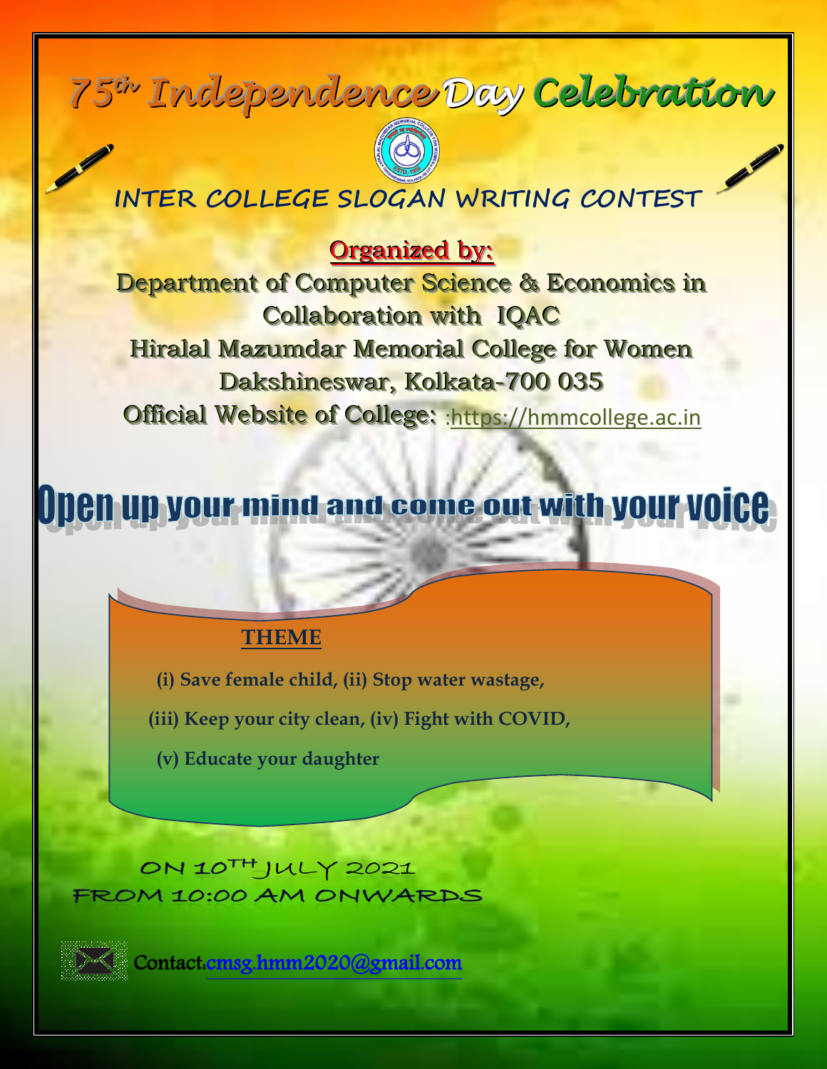# 75th Independence Day Celebration

## INTER COLLEGE SLOGAN WRITING CONTEST

**Organized by:**

**Department of Computer Science & Economics in Collaboration with IQAC**

**Hiralal Mazumdar Memorial College for Women**

**Dakshineswar, Kolkata-700 035**

**Official Website of College:** :https://hmmcollege.ac.in

## Open up your mind and come out with your voice

**THEME**

**(i) Save female child, (ii) Stop water wastage,**

**(iii) Keep your city clean, (iv) Fight with COVID,**

**(v) Educate your daughter**

ON 10TH JULY 2021

FROM 10:00 AM ONWARDS

Contact:cmsg.hmm2020@gmail.com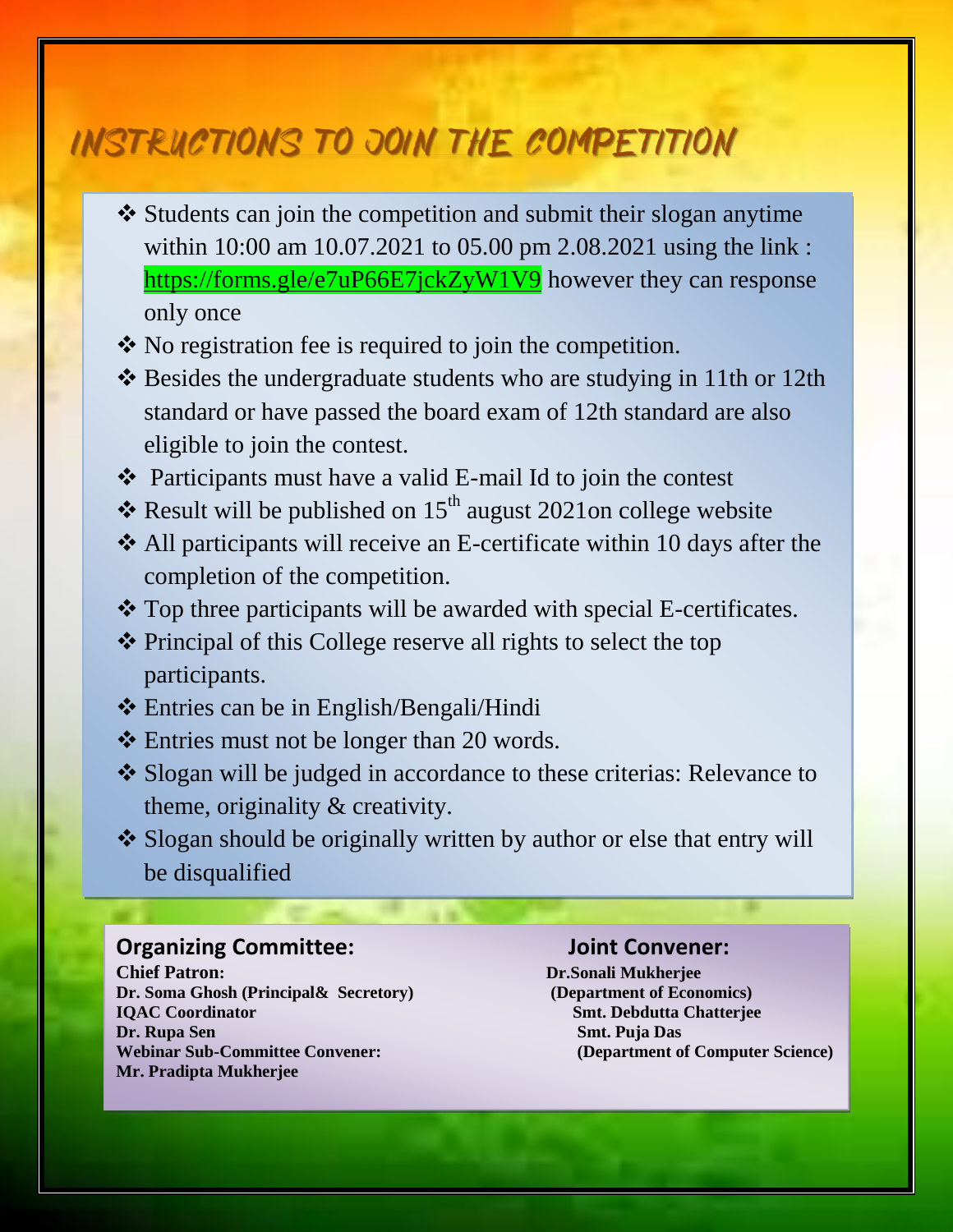# INSTRUCTIONS TO JOIN THE COMPETITION

- Students can join the competition and submit their slogan anytime within 10:00 am 10.07.2021 to 05.00 pm 2.08.2021 using the link : https://forms.gle/e7uP66E7jckZyW1V9 however they can response only once
- No registration fee is required to join the competition.
- Besides the undergraduate students who are studying in 11th or 12th standard or have passed the board exam of 12th standard are also eligible to join the contest.
- Participants must have a valid E-mail Id to join the contest
- Result will be published on 15th august 2021on college website
- All participants will receive an E-certificate within 10 days after the completion of the competition.
- Top three participants will be awarded with special E-certificates.
- Principal of this College reserve all rights to select the top participants.
- Entries can be in English/Bengali/Hindi
- Entries must not be longer than 20 words.
- Slogan will be judged in accordance to these criterias: Relevance to theme, originality & creativity.
- Slogan should be originally written by author or else that entry will be disqualified

**Organizing Committee:**

**Chief Patron:**
**Dr. Soma Ghosh (Principal& Secretary)**
**IQAC Coordinator**
**Dr. Rupa Sen**
**Webinar Sub-Committee Convener:**
**Mr. Pradipta Mukherjee**

**Joint Convener:**

**Dr.Sonali Mukherjee**
**(Department of Economics)**
**Smt. Debdutta Chatterjee**
**Smt. Puja Das**
**(Department of Computer Science)**